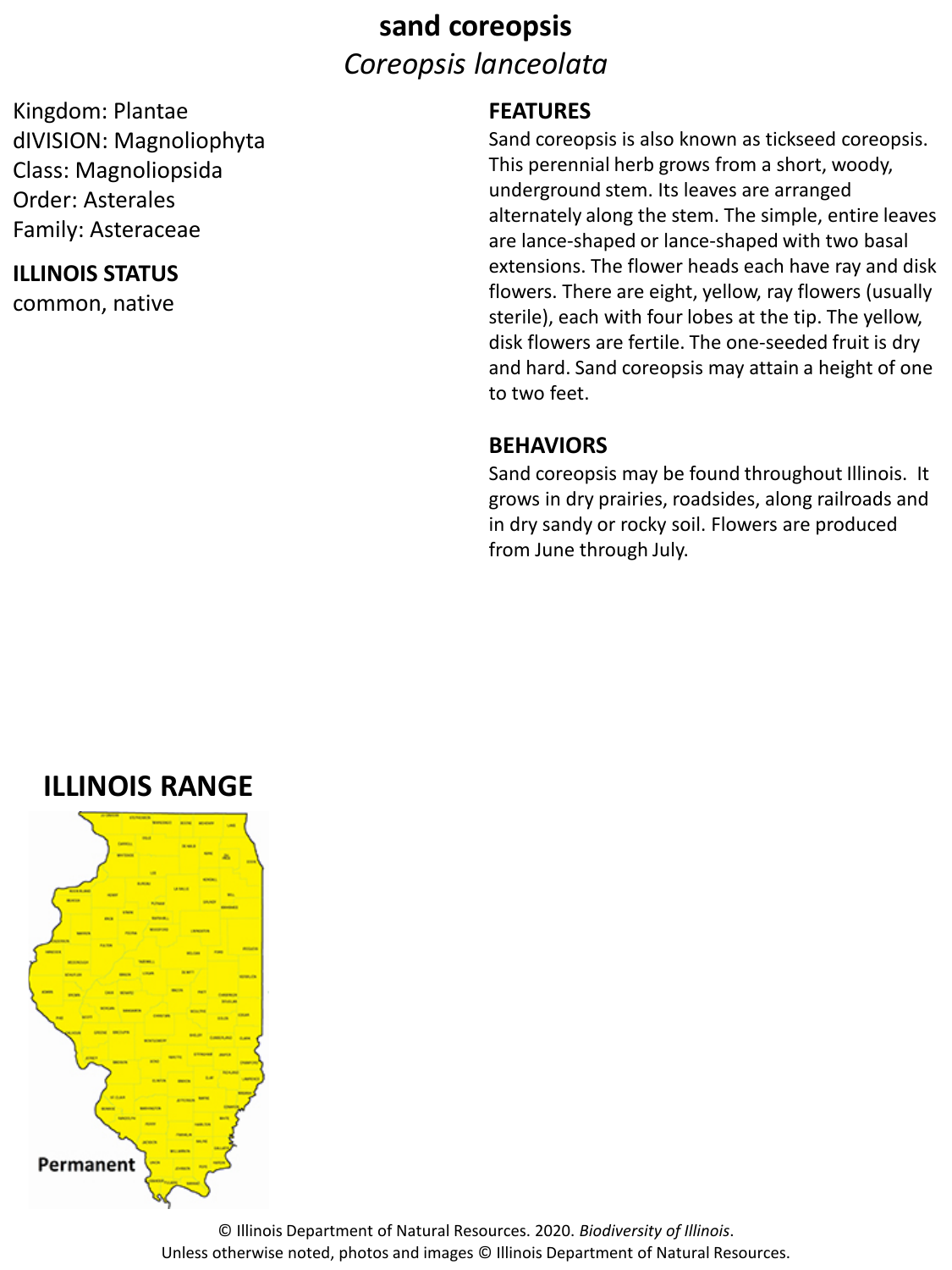# sand coreopsis

## *Coreopsis lanceolata*

Kingdom: Plantae
dIVISION: Magnoliophyta
Class: Magnoliopsida
Order: Asterales
Family: Asteraceae

**ILLINOIS STATUS**

common, native

**FEATURES**

Sand coreopsis is also known as tickseed coreopsis. This perennial herb grows from a short, woody, underground stem. Its leaves are arranged alternately along the stem. The simple, entire leaves are lance-shaped or lance-shaped with two basal extensions. The flower heads each have ray and disk flowers. There are eight, yellow, ray flowers (usually sterile), each with four lobes at the tip. The yellow, disk flowers are fertile. The one-seeded fruit is dry and hard. Sand coreopsis may attain a height of one to two feet.

**BEHAVIORS**

Sand coreopsis may be found throughout Illinois. It grows in dry prairies, roadsides, along railroads and in dry sandy or rocky soil. Flowers are produced from June through July.

## ILLINOIS RANGE

Permanent

© Illinois Department of Natural Resources. 2020. *Biodiversity of Illinois*.
Unless otherwise noted, photos and images © Illinois Department of Natural Resources.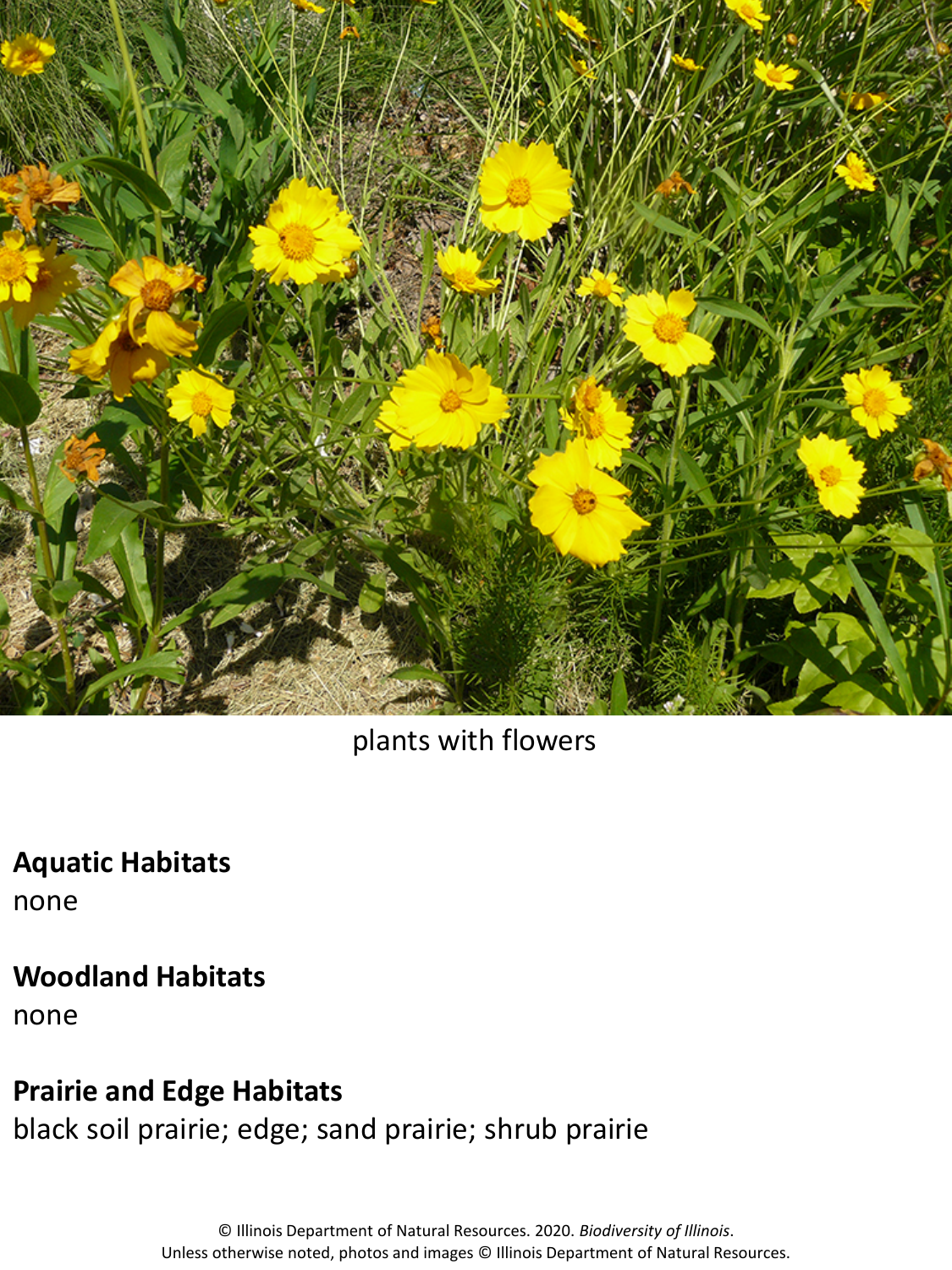plants with flowers

**Aquatic Habitats**
none

**Woodland Habitats**
none

**Prairie and Edge Habitats**
black soil prairie; edge; sand prairie; shrub prairie

© Illinois Department of Natural Resources. 2020. *Biodiversity of Illinois*.
Unless otherwise noted, photos and images © Illinois Department of Natural Resources.